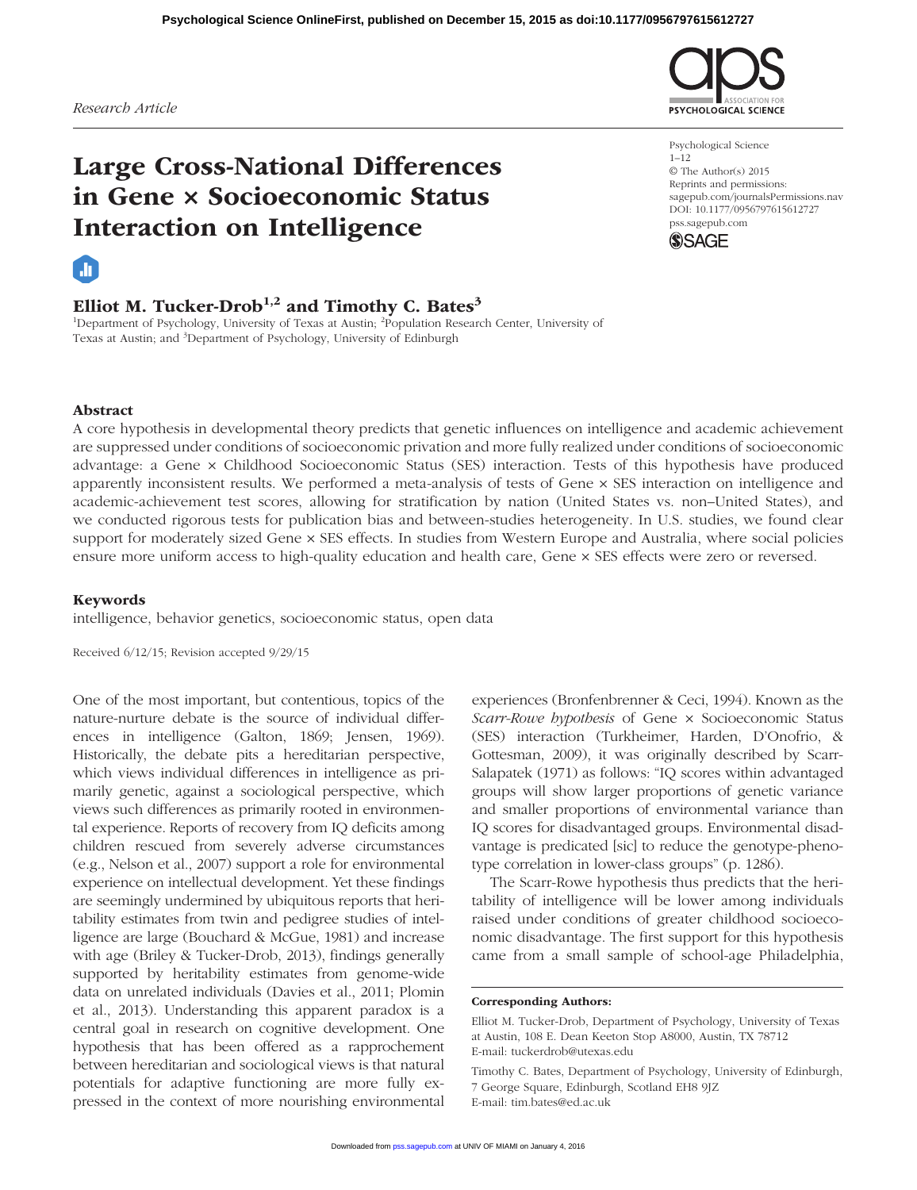Research Article

# Large Cross-National Differences in Gene × Socioeconomic Status Interaction on Intelligence

**Elliot M. Tucker-Drob[1,2] and Timothy C. Bates[3]**

[1]Department of Psychology, University of Texas at Austin; [2]Population Research Center, University of Texas at Austin; and [3]Department of Psychology, University of Edinburgh

Psychological Science
1–12
© The Author(s) 2015
Reprints and permissions: sagepub.com/journalsPermissions.nav
DOI: 10.1177/0956797615612727
pss.sagepub.com

## Abstract

A core hypothesis in developmental theory predicts that genetic influences on intelligence and academic achievement are suppressed under conditions of socioeconomic privation and more fully realized under conditions of socioeconomic advantage: a Gene × Childhood Socioeconomic Status (SES) interaction. Tests of this hypothesis have produced apparently inconsistent results. We performed a meta-analysis of tests of Gene × SES interaction on intelligence and academic-achievement test scores, allowing for stratification by nation (United States vs. non–United States), and we conducted rigorous tests for publication bias and between-studies heterogeneity. In U.S. studies, we found clear support for moderately sized Gene × SES effects. In studies from Western Europe and Australia, where social policies ensure more uniform access to high-quality education and health care, Gene × SES effects were zero or reversed.

### Keywords

intelligence, behavior genetics, socioeconomic status, open data

Received 6/12/15; Revision accepted 9/29/15

One of the most important, but contentious, topics of the nature-nurture debate is the source of individual differences in intelligence (Galton, 1869; Jensen, 1969). Historically, the debate pits a hereditarian perspective, which views individual differences in intelligence as primarily genetic, against a sociological perspective, which views such differences as primarily rooted in environmental experience. Reports of recovery from IQ deficits among children rescued from severely adverse circumstances (e.g., Nelson et al., 2007) support a role for environmental experience on intellectual development. Yet these findings are seemingly undermined by ubiquitous reports that heritability estimates from twin and pedigree studies of intelligence are large (Bouchard & McGue, 1981) and increase with age (Briley & Tucker-Drob, 2013), findings generally supported by heritability estimates from genome-wide data on unrelated individuals (Davies et al., 2011; Plomin et al., 2013). Understanding this apparent paradox is a central goal in research on cognitive development. One hypothesis that has been offered as a rapprochement between hereditarian and sociological views is that natural potentials for adaptive functioning are more fully expressed in the context of more nourishing environmental experiences (Bronfenbrenner & Ceci, 1994). Known as the *Scarr-Rowe hypothesis* of Gene × Socioeconomic Status (SES) interaction (Turkheimer, Harden, D'Onofrio, & Gottesman, 2009), it was originally described by Scarr-Salapatek (1971) as follows: "IQ scores within advantaged groups will show larger proportions of genetic variance and smaller proportions of environmental variance than IQ scores for disadvantaged groups. Environmental disadvantage is predicated [sic] to reduce the genotype-phenotype correlation in lower-class groups" (p. 1286).

The Scarr-Rowe hypothesis thus predicts that the heritability of intelligence will be lower among individuals raised under conditions of greater childhood socioeconomic disadvantage. The first support for this hypothesis came from a small sample of school-age Philadelphia,

**Corresponding Authors:**

Elliot M. Tucker-Drob, Department of Psychology, University of Texas at Austin, 108 E. Dean Keeton Stop A8000, Austin, TX 78712
E-mail: tuckerdrob@utexas.edu

Timothy C. Bates, Department of Psychology, University of Edinburgh, 7 George Square, Edinburgh, Scotland EH8 9JZ
E-mail: tim.bates@ed.ac.uk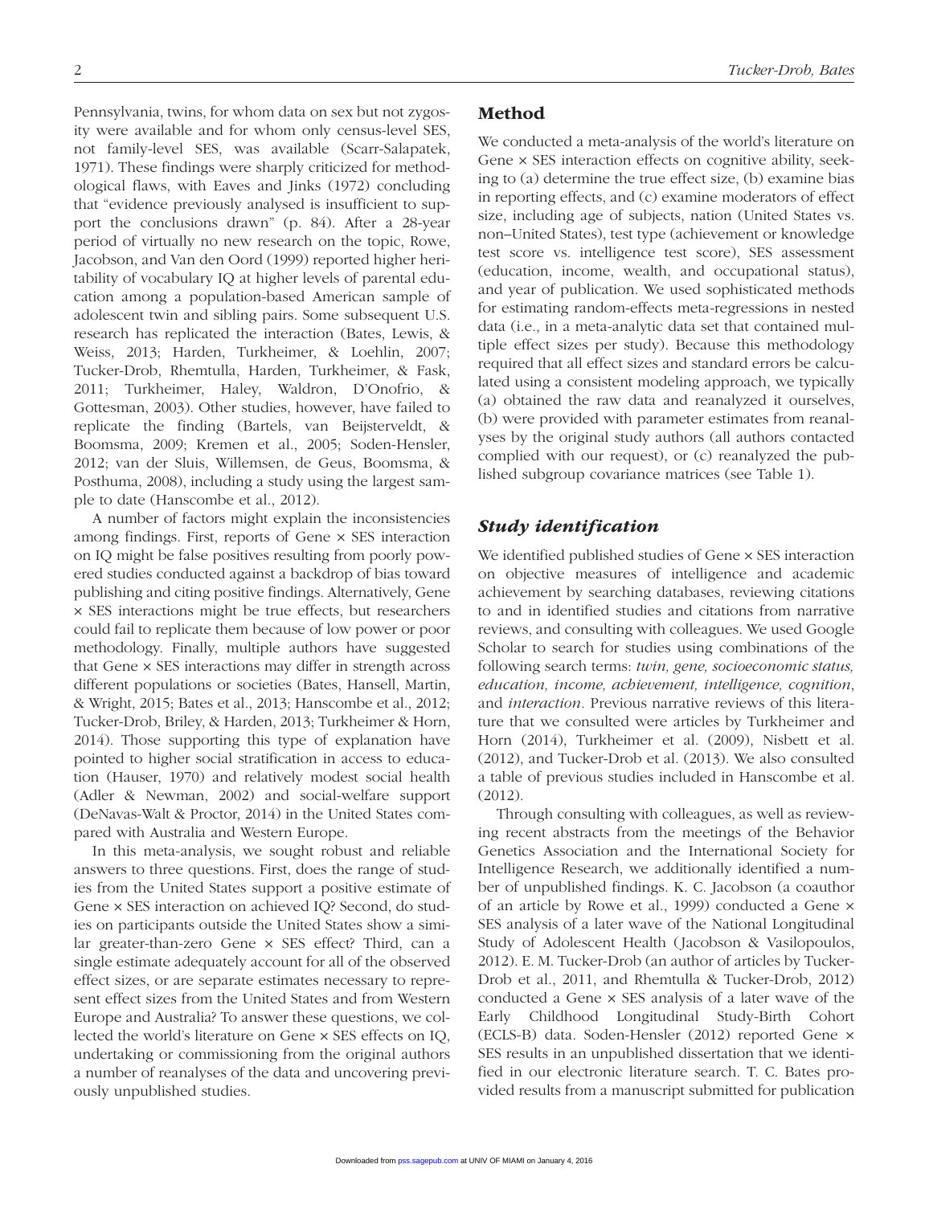Pennsylvania, twins, for whom data on sex but not zygosity were available and for whom only census-level SES, not family-level SES, was available (Scarr-Salapatek, 1971). These findings were sharply criticized for methodological flaws, with Eaves and Jinks (1972) concluding that "evidence previously analysed is insufficient to support the conclusions drawn" (p. 84). After a 28-year period of virtually no new research on the topic, Rowe, Jacobson, and Van den Oord (1999) reported higher heritability of vocabulary IQ at higher levels of parental education among a population-based American sample of adolescent twin and sibling pairs. Some subsequent U.S. research has replicated the interaction (Bates, Lewis, & Weiss, 2013; Harden, Turkheimer, & Loehlin, 2007; Tucker-Drob, Rhemtulla, Harden, Turkheimer, & Fask, 2011; Turkheimer, Haley, Waldron, D'Onofrio, & Gottesman, 2003). Other studies, however, have failed to replicate the finding (Bartels, van Beijsterveldt, & Boomsma, 2009; Kremen et al., 2005; Soden-Hensler, 2012; van der Sluis, Willemsen, de Geus, Boomsma, & Posthuma, 2008), including a study using the largest sample to date (Hanscombe et al., 2012).

A number of factors might explain the inconsistencies among findings. First, reports of Gene × SES interaction on IQ might be false positives resulting from poorly powered studies conducted against a backdrop of bias toward publishing and citing positive findings. Alternatively, Gene × SES interactions might be true effects, but researchers could fail to replicate them because of low power or poor methodology. Finally, multiple authors have suggested that Gene × SES interactions may differ in strength across different populations or societies (Bates, Hansell, Martin, & Wright, 2015; Bates et al., 2013; Hanscombe et al., 2012; Tucker-Drob, Briley, & Harden, 2013; Turkheimer & Horn, 2014). Those supporting this type of explanation have pointed to higher social stratification in access to education (Hauser, 1970) and relatively modest social health (Adler & Newman, 2002) and social-welfare support (DeNavas-Walt & Proctor, 2014) in the United States compared with Australia and Western Europe.

In this meta-analysis, we sought robust and reliable answers to three questions. First, does the range of studies from the United States support a positive estimate of Gene × SES interaction on achieved IQ? Second, do studies on participants outside the United States show a similar greater-than-zero Gene × SES effect? Third, can a single estimate adequately account for all of the observed effect sizes, or are separate estimates necessary to represent effect sizes from the United States and from Western Europe and Australia? To answer these questions, we collected the world's literature on Gene × SES effects on IQ, undertaking or commissioning from the original authors a number of reanalyses of the data and uncovering previously unpublished studies.

## Method

We conducted a meta-analysis of the world's literature on Gene × SES interaction effects on cognitive ability, seeking to (a) determine the true effect size, (b) examine bias in reporting effects, and (c) examine moderators of effect size, including age of subjects, nation (United States vs. non–United States), test type (achievement or knowledge test score vs. intelligence test score), SES assessment (education, income, wealth, and occupational status), and year of publication. We used sophisticated methods for estimating random-effects meta-regressions in nested data (i.e., in a meta-analytic data set that contained multiple effect sizes per study). Because this methodology required that all effect sizes and standard errors be calculated using a consistent modeling approach, we typically (a) obtained the raw data and reanalyzed it ourselves, (b) were provided with parameter estimates from reanalyses by the original study authors (all authors contacted complied with our request), or (c) reanalyzed the published subgroup covariance matrices (see Table 1).

### *Study identification*

We identified published studies of Gene × SES interaction on objective measures of intelligence and academic achievement by searching databases, reviewing citations to and in identified studies and citations from narrative reviews, and consulting with colleagues. We used Google Scholar to search for studies using combinations of the following search terms: *twin, gene, socioeconomic status, education, income, achievement, intelligence, cognition*, and *interaction*. Previous narrative reviews of this literature that we consulted were articles by Turkheimer and Horn (2014), Turkheimer et al. (2009), Nisbett et al. (2012), and Tucker-Drob et al. (2013). We also consulted a table of previous studies included in Hanscombe et al. (2012).

Through consulting with colleagues, as well as reviewing recent abstracts from the meetings of the Behavior Genetics Association and the International Society for Intelligence Research, we additionally identified a number of unpublished findings. K. C. Jacobson (a coauthor of an article by Rowe et al., 1999) conducted a Gene × SES analysis of a later wave of the National Longitudinal Study of Adolescent Health (Jacobson & Vasilopoulos, 2012). E. M. Tucker-Drob (an author of articles by Tucker-Drob et al., 2011, and Rhemtulla & Tucker-Drob, 2012) conducted a Gene × SES analysis of a later wave of the Early Childhood Longitudinal Study-Birth Cohort (ECLS-B) data. Soden-Hensler (2012) reported Gene × SES results in an unpublished dissertation that we identified in our electronic literature search. T. C. Bates provided results from a manuscript submitted for publication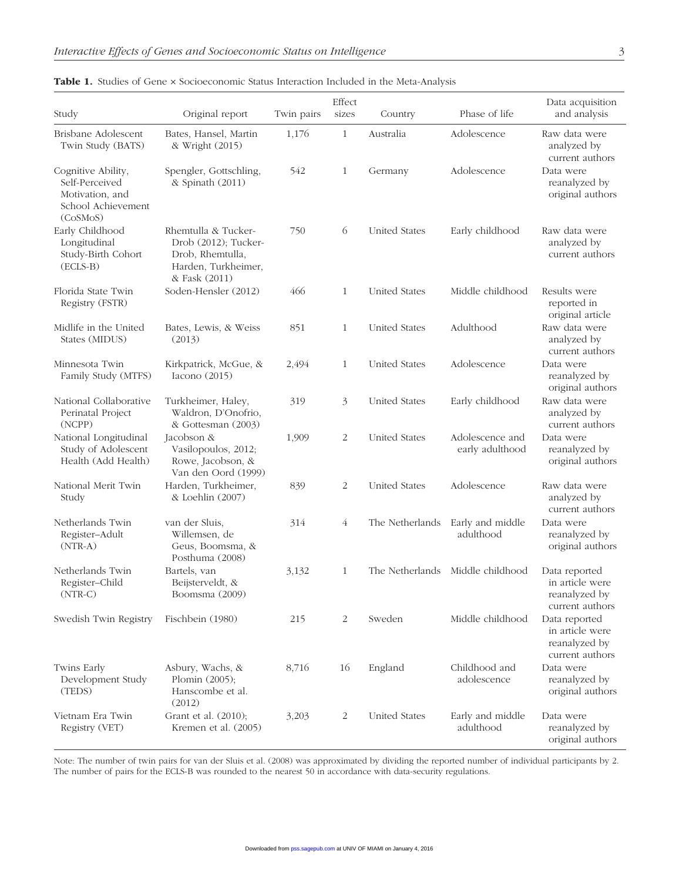**Table 1.** Studies of Gene × Socioeconomic Status Interaction Included in the Meta-Analysis

| Study | Original report | Twin pairs | Effect sizes | Country | Phase of life | Data acquisition and analysis |
|---|---|---|---|---|---|---|
| Brisbane Adolescent Twin Study (BATS) | Bates, Hansel, Martin & Wright (2015) | 1,176 | 1 | Australia | Adolescence | Raw data were analyzed by current authors |
| Cognitive Ability, Self-Perceived Motivation, and School Achievement (CoSMoS) | Spengler, Gottschling, & Spinath (2011) | 542 | 1 | Germany | Adolescence | Data were reanalyzed by original authors |
| Early Childhood Longitudinal Study-Birth Cohort (ECLS-B) | Rhemtulla & Tucker-Drob (2012); Tucker-Drob, Rhemtulla, Harden, Turkheimer, & Fask (2011) | 750 | 6 | United States | Early childhood | Raw data were analyzed by current authors |
| Florida State Twin Registry (FSTR) | Soden-Hensler (2012) | 466 | 1 | United States | Middle childhood | Results were reported in original article |
| Midlife in the United States (MIDUS) | Bates, Lewis, & Weiss (2013) | 851 | 1 | United States | Adulthood | Raw data were analyzed by current authors |
| Minnesota Twin Family Study (MTFS) | Kirkpatrick, McGue, & Iacono (2015) | 2,494 | 1 | United States | Adolescence | Data were reanalyzed by original authors |
| National Collaborative Perinatal Project (NCPP) | Turkheimer, Haley, Waldron, D'Onofrio, & Gottesman (2003) | 319 | 3 | United States | Early childhood | Raw data were analyzed by current authors |
| National Longitudinal Study of Adolescent Health (Add Health) | Jacobson & Vasilopoulos, 2012; Rowe, Jacobson, & Van den Oord (1999) | 1,909 | 2 | United States | Adolescence and early adulthood | Data were reanalyzed by original authors |
| National Merit Twin Study | Harden, Turkheimer, & Loehlin (2007) | 839 | 2 | United States | Adolescence | Raw data were analyzed by current authors |
| Netherlands Twin Register–Adult (NTR-A) | van der Sluis, Willemsen, de Geus, Boomsma, & Posthuma (2008) | 314 | 4 | The Netherlands | Early and middle adulthood | Data were reanalyzed by original authors |
| Netherlands Twin Register–Child (NTR-C) | Bartels, van Beijsterveldt, & Boomsma (2009) | 3,132 | 1 | The Netherlands | Middle childhood | Data reported in article were reanalyzed by current authors |
| Swedish Twin Registry | Fischbein (1980) | 215 | 2 | Sweden | Middle childhood | Data reported in article were reanalyzed by current authors |
| Twins Early Development Study (TEDS) | Asbury, Wachs, & Plomin (2005); Hanscombe et al. (2012) | 8,716 | 16 | England | Childhood and adolescence | Data were reanalyzed by original authors |
| Vietnam Era Twin Registry (VET) | Grant et al. (2010); Kremen et al. (2005) | 3,203 | 2 | United States | Early and middle adulthood | Data were reanalyzed by original authors |

Note: The number of twin pairs for van der Sluis et al. (2008) was approximated by dividing the reported number of individual participants by 2. The number of pairs for the ECLS-B was rounded to the nearest 50 in accordance with data-security regulations.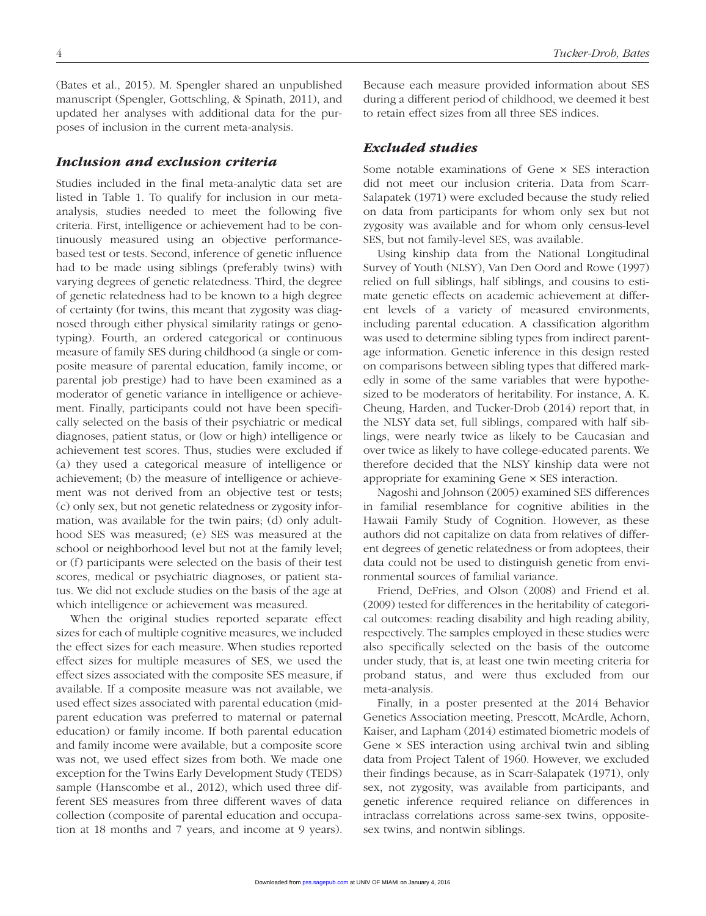(Bates et al., 2015). M. Spengler shared an unpublished manuscript (Spengler, Gottschling, & Spinath, 2011), and updated her analyses with additional data for the purposes of inclusion in the current meta-analysis.

### *Inclusion and exclusion criteria*

Studies included in the final meta-analytic data set are listed in Table 1. To qualify for inclusion in our meta-analysis, studies needed to meet the following five criteria. First, intelligence or achievement had to be continuously measured using an objective performance-based test or tests. Second, inference of genetic influence had to be made using siblings (preferably twins) with varying degrees of genetic relatedness. Third, the degree of genetic relatedness had to be known to a high degree of certainty (for twins, this meant that zygosity was diagnosed through either physical similarity ratings or genotyping). Fourth, an ordered categorical or continuous measure of family SES during childhood (a single or composite measure of parental education, family income, or parental job prestige) had to have been examined as a moderator of genetic variance in intelligence or achievement. Finally, participants could not have been specifically selected on the basis of their psychiatric or medical diagnoses, patient status, or (low or high) intelligence or achievement test scores. Thus, studies were excluded if (a) they used a categorical measure of intelligence or achievement; (b) the measure of intelligence or achievement was not derived from an objective test or tests; (c) only sex, but not genetic relatedness or zygosity information, was available for the twin pairs; (d) only adulthood SES was measured; (e) SES was measured at the school or neighborhood level but not at the family level; or (f) participants were selected on the basis of their test scores, medical or psychiatric diagnoses, or patient status. We did not exclude studies on the basis of the age at which intelligence or achievement was measured.

When the original studies reported separate effect sizes for each of multiple cognitive measures, we included the effect sizes for each measure. When studies reported effect sizes for multiple measures of SES, we used the effect sizes associated with the composite SES measure, if available. If a composite measure was not available, we used effect sizes associated with parental education (midparent education was preferred to maternal or paternal education) or family income. If both parental education and family income were available, but a composite score was not, we used effect sizes from both. We made one exception for the Twins Early Development Study (TEDS) sample (Hanscombe et al., 2012), which used three different SES measures from three different waves of data collection (composite of parental education and occupation at 18 months and 7 years, and income at 9 years). Because each measure provided information about SES during a different period of childhood, we deemed it best to retain effect sizes from all three SES indices.

### *Excluded studies*

Some notable examinations of Gene × SES interaction did not meet our inclusion criteria. Data from Scarr-Salapatek (1971) were excluded because the study relied on data from participants for whom only sex but not zygosity was available and for whom only census-level SES, but not family-level SES, was available.

Using kinship data from the National Longitudinal Survey of Youth (NLSY), Van Den Oord and Rowe (1997) relied on full siblings, half siblings, and cousins to estimate genetic effects on academic achievement at different levels of a variety of measured environments, including parental education. A classification algorithm was used to determine sibling types from indirect parentage information. Genetic inference in this design rested on comparisons between sibling types that differed markedly in some of the same variables that were hypothesized to be moderators of heritability. For instance, A. K. Cheung, Harden, and Tucker-Drob (2014) report that, in the NLSY data set, full siblings, compared with half siblings, were nearly twice as likely to be Caucasian and over twice as likely to have college-educated parents. We therefore decided that the NLSY kinship data were not appropriate for examining Gene × SES interaction.

Nagoshi and Johnson (2005) examined SES differences in familial resemblance for cognitive abilities in the Hawaii Family Study of Cognition. However, as these authors did not capitalize on data from relatives of different degrees of genetic relatedness or from adoptees, their data could not be used to distinguish genetic from environmental sources of familial variance.

Friend, DeFries, and Olson (2008) and Friend et al. (2009) tested for differences in the heritability of categorical outcomes: reading disability and high reading ability, respectively. The samples employed in these studies were also specifically selected on the basis of the outcome under study, that is, at least one twin meeting criteria for proband status, and were thus excluded from our meta-analysis.

Finally, in a poster presented at the 2014 Behavior Genetics Association meeting, Prescott, McArdle, Achorn, Kaiser, and Lapham (2014) estimated biometric models of Gene × SES interaction using archival twin and sibling data from Project Talent of 1960. However, we excluded their findings because, as in Scarr-Salapatek (1971), only sex, not zygosity, was available from participants, and genetic inference required reliance on differences in intraclass correlations across same-sex twins, opposite-sex twins, and nontwin siblings.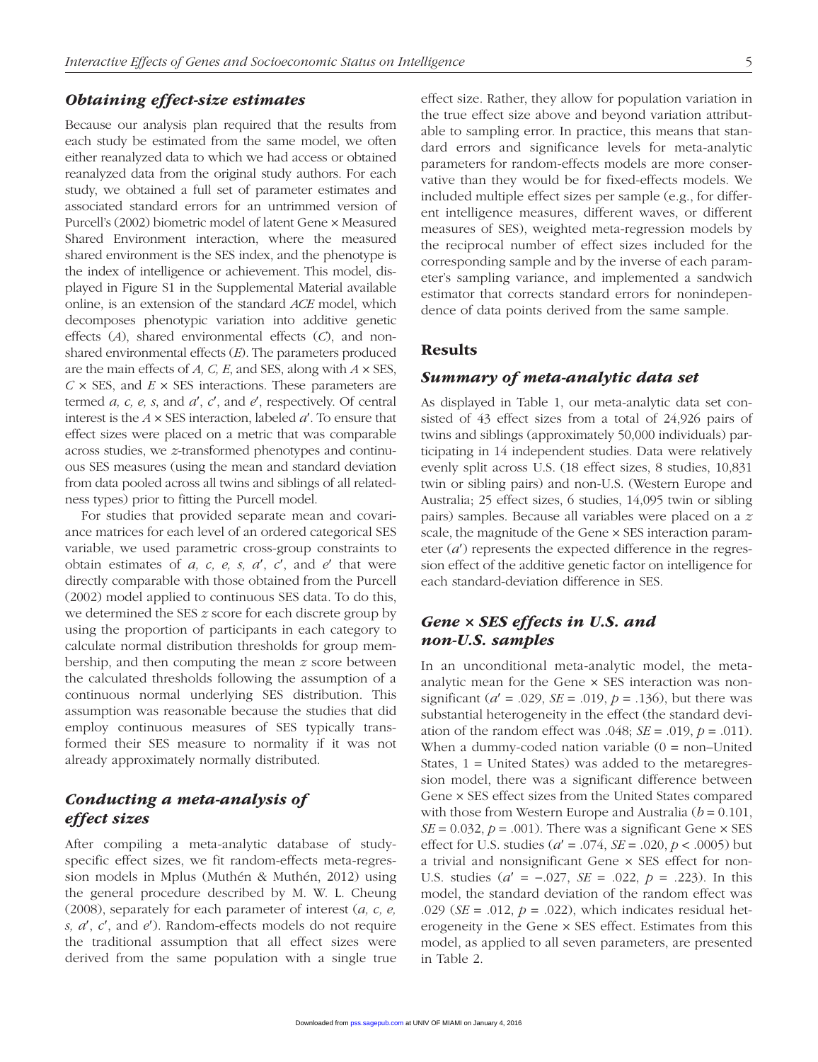### *Obtaining effect-size estimates*

Because our analysis plan required that the results from each study be estimated from the same model, we often either reanalyzed data to which we had access or obtained reanalyzed data from the original study authors. For each study, we obtained a full set of parameter estimates and associated standard errors for an untrimmed version of Purcell's (2002) biometric model of latent Gene × Measured Shared Environment interaction, where the measured shared environment is the SES index, and the phenotype is the index of intelligence or achievement. This model, displayed in Figure S1 in the Supplemental Material available online, is an extension of the standard *ACE* model, which decomposes phenotypic variation into additive genetic effects (*A*), shared environmental effects (*C*), and nonshared environmental effects (*E*). The parameters produced are the main effects of *A, C, E*, and SES, along with *A* × SES, *C* × SES, and *E* × SES interactions. These parameters are termed *a, c, e, s*, and *a*′, *c*′, and *e*′, respectively. Of central interest is the *A* × SES interaction, labeled *a*′. To ensure that effect sizes were placed on a metric that was comparable across studies, we *z*-transformed phenotypes and continuous SES measures (using the mean and standard deviation from data pooled across all twins and siblings of all relatedness types) prior to fitting the Purcell model.

For studies that provided separate mean and covariance matrices for each level of an ordered categorical SES variable, we used parametric cross-group constraints to obtain estimates of *a, c, e, s, a*′, *c*′, and *e*′ that were directly comparable with those obtained from the Purcell (2002) model applied to continuous SES data. To do this, we determined the SES *z* score for each discrete group by using the proportion of participants in each category to calculate normal distribution thresholds for group membership, and then computing the mean *z* score between the calculated thresholds following the assumption of a continuous normal underlying SES distribution. This assumption was reasonable because the studies that did employ continuous measures of SES typically transformed their SES measure to normality if it was not already approximately normally distributed.

### *Conducting a meta-analysis of effect sizes*

After compiling a meta-analytic database of study-specific effect sizes, we fit random-effects meta-regression models in Mplus (Muthén & Muthén, 2012) using the general procedure described by M. W. L. Cheung (2008), separately for each parameter of interest (*a, c, e, s, a*′, *c*′, and *e*′). Random-effects models do not require the traditional assumption that all effect sizes were derived from the same population with a single true effect size. Rather, they allow for population variation in the true effect size above and beyond variation attributable to sampling error. In practice, this means that standard errors and significance levels for meta-analytic parameters for random-effects models are more conservative than they would be for fixed-effects models. We included multiple effect sizes per sample (e.g., for different intelligence measures, different waves, or different measures of SES), weighted meta-regression models by the reciprocal number of effect sizes included for the corresponding sample and by the inverse of each parameter's sampling variance, and implemented a sandwich estimator that corrects standard errors for nonindependence of data points derived from the same sample.

## Results

### *Summary of meta-analytic data set*

As displayed in Table 1, our meta-analytic data set consisted of 43 effect sizes from a total of 24,926 pairs of twins and siblings (approximately 50,000 individuals) participating in 14 independent studies. Data were relatively evenly split across U.S. (18 effect sizes, 8 studies, 10,831 twin or sibling pairs) and non-U.S. (Western Europe and Australia; 25 effect sizes, 6 studies, 14,095 twin or sibling pairs) samples. Because all variables were placed on a *z* scale, the magnitude of the Gene × SES interaction parameter (*a*′) represents the expected difference in the regression effect of the additive genetic factor on intelligence for each standard-deviation difference in SES.

### *Gene × SES effects in U.S. and non-U.S. samples*

In an unconditional meta-analytic model, the meta-analytic mean for the Gene × SES interaction was nonsignificant (*a*′ = .029, *SE* = .019, *p* = .136), but there was substantial heterogeneity in the effect (the standard deviation of the random effect was .048; *SE* = .019, *p* = .011). When a dummy-coded nation variable (0 = non–United States, 1 = United States) was added to the metaregression model, there was a significant difference between Gene × SES effect sizes from the United States compared with those from Western Europe and Australia (*b* = 0.101, *SE* = 0.032, *p* = .001). There was a significant Gene × SES effect for U.S. studies (*a*′ = .074, *SE* = .020, *p* < .0005) but a trivial and nonsignificant Gene × SES effect for non-U.S. studies (*a*′ = −.027, *SE* = .022, *p* = .223). In this model, the standard deviation of the random effect was .029 (*SE* = .012, *p* = .022), which indicates residual heterogeneity in the Gene × SES effect. Estimates from this model, as applied to all seven parameters, are presented in Table 2.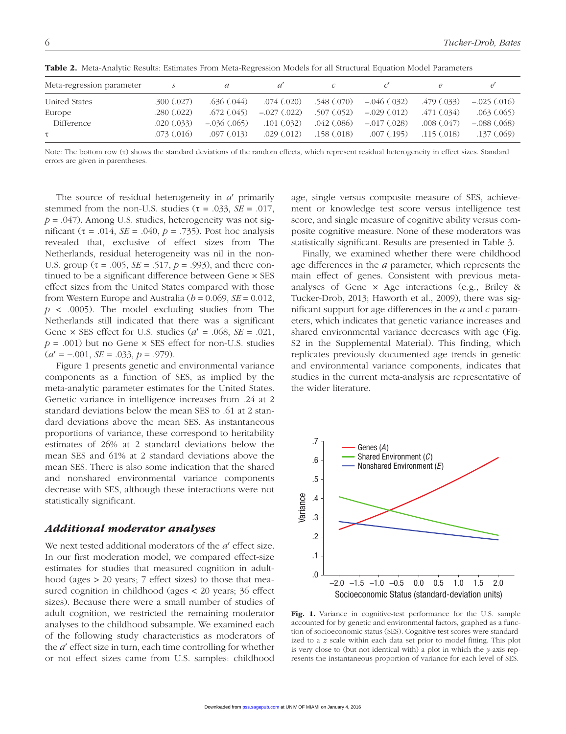**Table 2.** Meta-Analytic Results: Estimates From Meta-Regression Models for all Structural Equation Model Parameters

| Meta-regression parameter | $s$ | $a$ | $a'$ | $c$ | $c'$ | $e$ | $e'$ |
|---|---|---|---|---|---|---|---|
| United States | .300 (.027) | .636 (.044) | .074 (.020) | .548 (.070) | −.046 (.032) | .479 (.033) | −.025 (.016) |
| Europe | .280 (.022) | .672 (.045) | −.027 (.022) | .507 (.052) | −.029 (.012) | .471 (.034) | .063 (.065) |
| Difference | .020 (.033) | −.036 (.065) | .101 (.032) | .042 (.086) | −.017 (.028) | .008 (.047) | −.088 (.068) |
| $\tau$ | .073 (.016) | .097 (.013) | .029 (.012) | .158 (.018) | .007 (.195) | .115 (.018) | .137 (.069) |

Note: The bottom row ($\tau$) shows the standard deviations of the random effects, which represent residual heterogeneity in effect sizes. Standard errors are given in parentheses.

The source of residual heterogeneity in $a'$ primarily stemmed from the non-U.S. studies ($\tau$ = .033, *SE* = .017, $p$ = .047). Among U.S. studies, heterogeneity was not significant ($\tau$ = .014, *SE* = .040, $p$ = .735). Post hoc analysis revealed that, exclusive of effect sizes from The Netherlands, residual heterogeneity was nil in the non-U.S. group ($\tau$ = .005, *SE* = .517, $p$ = .993), and there continued to be a significant difference between Gene × SES effect sizes from the United States compared with those from Western Europe and Australia ($b$ = 0.069, *SE* = 0.012, $p$ < .0005). The model excluding studies from The Netherlands still indicated that there was a significant Gene × SES effect for U.S. studies ($a'$ = .068, *SE* = .021, $p$ = .001) but no Gene × SES effect for non-U.S. studies ($a'$ = −.001, *SE* = .033, $p$ = .979).

Figure 1 presents genetic and environmental variance components as a function of SES, as implied by the meta-analytic parameter estimates for the United States. Genetic variance in intelligence increases from .24 at 2 standard deviations below the mean SES to .61 at 2 standard deviations above the mean SES. As instantaneous proportions of variance, these correspond to heritability estimates of 26% at 2 standard deviations below the mean SES and 61% at 2 standard deviations above the mean SES. There is also some indication that the shared and nonshared environmental variance components decrease with SES, although these interactions were not statistically significant.

### *Additional moderator analyses*

We next tested additional moderators of the $a'$ effect size. In our first moderation model, we compared effect-size estimates for studies that measured cognition in adulthood (ages > 20 years; 7 effect sizes) to those that measured cognition in childhood (ages < 20 years; 36 effect sizes). Because there were a small number of studies of adult cognition, we restricted the remaining moderator analyses to the childhood subsample. We examined each of the following study characteristics as moderators of the $a'$ effect size in turn, each time controlling for whether or not effect sizes came from U.S. samples: childhood age, single versus composite measure of SES, achievement or knowledge test score versus intelligence test score, and single measure of cognitive ability versus composite cognitive measure. None of these moderators was statistically significant. Results are presented in Table 3.

Finally, we examined whether there were childhood age differences in the $a$ parameter, which represents the main effect of genes. Consistent with previous meta-analyses of Gene × Age interactions (e.g., Briley & Tucker-Drob, 2013; Haworth et al., 2009), there was significant support for age differences in the $a$ and $c$ parameters, which indicates that genetic variance increases and shared environmental variance decreases with age (Fig. S2 in the Supplemental Material). This finding, which replicates previously documented age trends in genetic and environmental variance components, indicates that studies in the current meta-analysis are representative of the wider literature.

**Fig. 1.** Variance in cognitive-test performance for the U.S. sample accounted for by genetic and environmental factors, graphed as a function of socioeconomic status (SES). Cognitive test scores were standardized to a $z$ scale within each data set prior to model fitting. This plot is very close to (but not identical with) a plot in which the $y$-axis represents the instantaneous proportion of variance for each level of SES.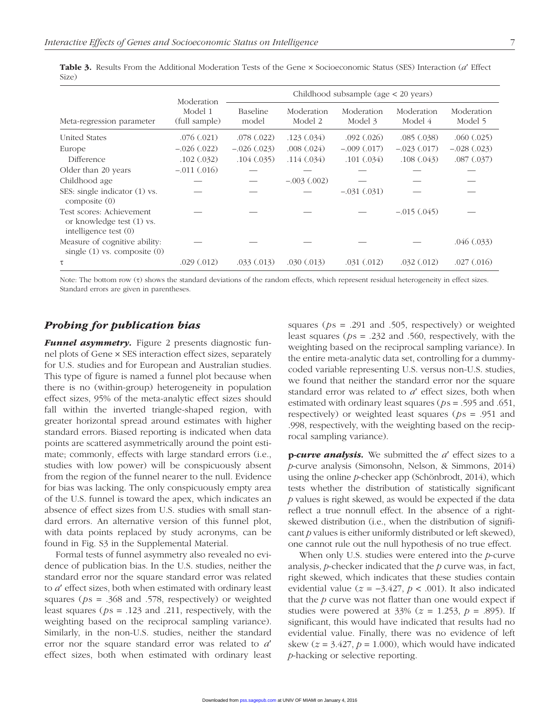**Table 3.** Results From the Additional Moderation Tests of the Gene × Socioeconomic Status (SES) Interaction ($a'$ Effect Size)

| Meta-regression parameter | Moderation Model 1 (full sample) | Childhood subsample (age < 20 years) | | | | |
|---|---|---|---|---|---|---|
| | | Baseline model | Moderation Model 2 | Moderation Model 3 | Moderation Model 4 | Moderation Model 5 |
| United States | .076 (.021) | .078 (.022) | .123 (.034) | .092 (.026) | .085 (.038) | .060 (.025) |
| Europe | −.026 (.022) | −.026 (.023) | .008 (.024) | −.009 (.017) | −.023 (.017) | −.028 (.023) |
| Difference | .102 (.032) | .104 (.035) | .114 (.034) | .101 (.034) | .108 (.043) | .087 (.037) |
| Older than 20 years | −.011 (.016) | — | — | — | — | — |
| Childhood age | — | — | −.003 (.002) | — | — | — |
| SES: single indicator (1) vs. composite (0) | — | — | — | −.031 (.031) | — | — |
| Test scores: Achievement or knowledge test (1) vs. intelligence test (0) | — | — | — | — | −.015 (.045) | — |
| Measure of cognitive ability: single (1) vs. composite (0) | — | — | — | — | — | .046 (.033) |
| τ | .029 (.012) | .033 (.013) | .030 (.013) | .031 (.012) | .032 (.012) | .027 (.016) |

Note: The bottom row (τ) shows the standard deviations of the random effects, which represent residual heterogeneity in effect sizes. Standard errors are given in parentheses.

## Probing for publication bias

***Funnel asymmetry.*** Figure 2 presents diagnostic funnel plots of Gene × SES interaction effect sizes, separately for U.S. studies and for European and Australian studies. This type of figure is named a funnel plot because when there is no (within-group) heterogeneity in population effect sizes, 95% of the meta-analytic effect sizes should fall within the inverted triangle-shaped region, with greater horizontal spread around estimates with higher standard errors. Biased reporting is indicated when data points are scattered asymmetrically around the point estimate; commonly, effects with large standard errors (i.e., studies with low power) will be conspicuously absent from the region of the funnel nearer to the null. Evidence for bias was lacking. The only conspicuously empty area of the U.S. funnel is toward the apex, which indicates an absence of effect sizes from U.S. studies with small standard errors. An alternative version of this funnel plot, with data points replaced by study acronyms, can be found in Fig. S3 in the Supplemental Material.

Formal tests of funnel asymmetry also revealed no evidence of publication bias. In the U.S. studies, neither the standard error nor the square standard error was related to $a'$ effect sizes, both when estimated with ordinary least squares ($p$s = .368 and .578, respectively) or weighted least squares ($p$s = .123 and .211, respectively, with the weighting based on the reciprocal sampling variance). Similarly, in the non-U.S. studies, neither the standard error nor the square standard error was related to $a'$ effect sizes, both when estimated with ordinary least squares ($p$s = .291 and .505, respectively) or weighted least squares ($p$s = .232 and .560, respectively, with the weighting based on the reciprocal sampling variance). In the entire meta-analytic data set, controlling for a dummy-coded variable representing U.S. versus non-U.S. studies, we found that neither the standard error nor the square standard error was related to $a'$ effect sizes, both when estimated with ordinary least squares ($p$s = .595 and .651, respectively) or weighted least squares ($p$s = .951 and .998, respectively, with the weighting based on the reciprocal sampling variance).

***p-curve analysis.*** We submitted the $a'$ effect sizes to a $p$-curve analysis (Simonsohn, Nelson, & Simmons, 2014) using the online $p$-checker app (Schönbrodt, 2014), which tests whether the distribution of statistically significant $p$ values is right skewed, as would be expected if the data reflect a true nonnull effect. In the absence of a right-skewed distribution (i.e., when the distribution of significant $p$ values is either uniformly distributed or left skewed), one cannot rule out the null hypothesis of no true effect.

When only U.S. studies were entered into the $p$-curve analysis, $p$-checker indicated that the $p$ curve was, in fact, right skewed, which indicates that these studies contain evidential value ($z = -3.427$, $p < .001$). It also indicated that the $p$ curve was not flatter than one would expect if studies were powered at 33% ($z = 1.253$, $p = .895$). If significant, this would have indicated that results had no evidential value. Finally, there was no evidence of left skew ($z = 3.427$, $p = 1.000$), which would have indicated $p$-hacking or selective reporting.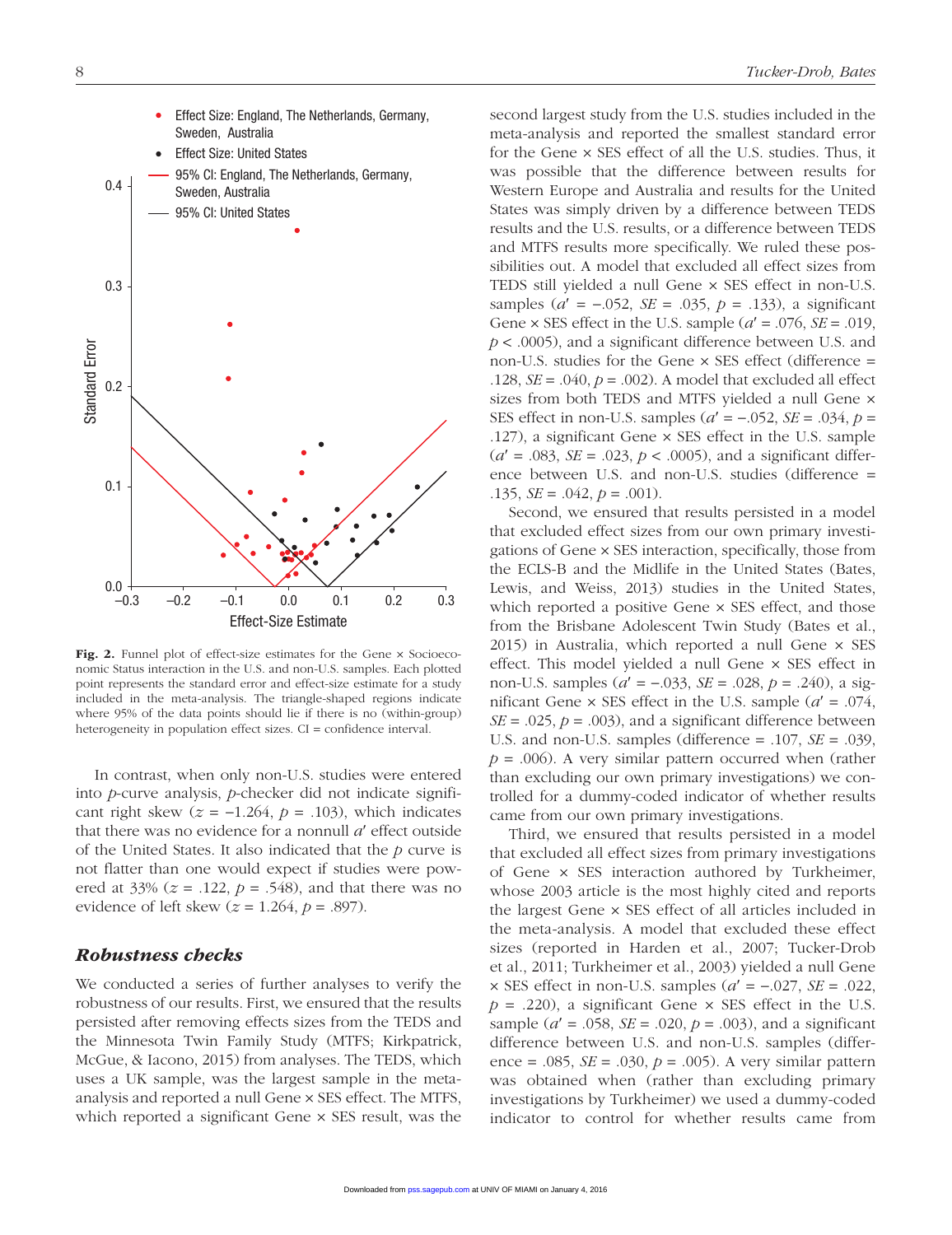Fig. 2. Funnel plot of effect-size estimates for the Gene × Socioeconomic Status interaction in the U.S. and non-U.S. samples. Each plotted point represents the standard error and effect-size estimate for a study included in the meta-analysis. The triangle-shaped regions indicate where 95% of the data points should lie if there is no (within-group) heterogeneity in population effect sizes. CI = confidence interval.

In contrast, when only non-U.S. studies were entered into *p*-curve analysis, *p*-checker did not indicate significant right skew ($z = -1.264$, $p = .103$), which indicates that there was no evidence for a nonnull $a'$ effect outside of the United States. It also indicated that the *p* curve is not flatter than one would expect if studies were powered at 33% ($z = .122$, $p = .548$), and that there was no evidence of left skew ($z = 1.264$, $p = .897$).

### *Robustness checks*

We conducted a series of further analyses to verify the robustness of our results. First, we ensured that the results persisted after removing effects sizes from the TEDS and the Minnesota Twin Family Study (MTFS; Kirkpatrick, McGue, & Iacono, 2015) from analyses. The TEDS, which uses a UK sample, was the largest sample in the meta-analysis and reported a null Gene × SES effect. The MTFS, which reported a significant Gene × SES result, was the second largest study from the U.S. studies included in the meta-analysis and reported the smallest standard error for the Gene × SES effect of all the U.S. studies. Thus, it was possible that the difference between results for Western Europe and Australia and results for the United States was simply driven by a difference between TEDS results and the U.S. results, or a difference between TEDS and MTFS results more specifically. We ruled these possibilities out. A model that excluded all effect sizes from TEDS still yielded a null Gene × SES effect in non-U.S. samples ($a' = -.052$, $SE = .035$, $p = .133$), a significant Gene × SES effect in the U.S. sample ($a' = .076$, $SE = .019$, $p < .0005$), and a significant difference between U.S. and non-U.S. studies for the Gene × SES effect (difference = .128, $SE = .040$, $p = .002$). A model that excluded all effect sizes from both TEDS and MTFS yielded a null Gene × SES effect in non-U.S. samples ($a' = -.052$, $SE = .034$, $p = .127$), a significant Gene × SES effect in the U.S. sample ($a' = .083$, $SE = .023$, $p < .0005$), and a significant difference between U.S. and non-U.S. studies (difference = .135, $SE = .042$, $p = .001$).

Second, we ensured that results persisted in a model that excluded effect sizes from our own primary investigations of Gene × SES interaction, specifically, those from the ECLS-B and the Midlife in the United States (Bates, Lewis, and Weiss, 2013) studies in the United States, which reported a positive Gene × SES effect, and those from the Brisbane Adolescent Twin Study (Bates et al., 2015) in Australia, which reported a null Gene × SES effect. This model yielded a null Gene × SES effect in non-U.S. samples ($a' = -.033$, $SE = .028$, $p = .240$), a significant Gene × SES effect in the U.S. sample ($a' = .074$, $SE = .025$, $p = .003$), and a significant difference between U.S. and non-U.S. samples (difference = .107, $SE = .039$, $p = .006$). A very similar pattern occurred when (rather than excluding our own primary investigations) we controlled for a dummy-coded indicator of whether results came from our own primary investigations.

Third, we ensured that results persisted in a model that excluded all effect sizes from primary investigations of Gene × SES interaction authored by Turkheimer, whose 2003 article is the most highly cited and reports the largest Gene × SES effect of all articles included in the meta-analysis. A model that excluded these effect sizes (reported in Harden et al., 2007; Tucker-Drob et al., 2011; Turkheimer et al., 2003) yielded a null Gene × SES effect in non-U.S. samples ($a' = -.027$, $SE = .022$, $p = .220$), a significant Gene × SES effect in the U.S. sample ($a' = .058$, $SE = .020$, $p = .003$), and a significant difference between U.S. and non-U.S. samples (difference = .085, $SE = .030$, $p = .005$). A very similar pattern was obtained when (rather than excluding primary investigations by Turkheimer) we used a dummy-coded indicator to control for whether results came from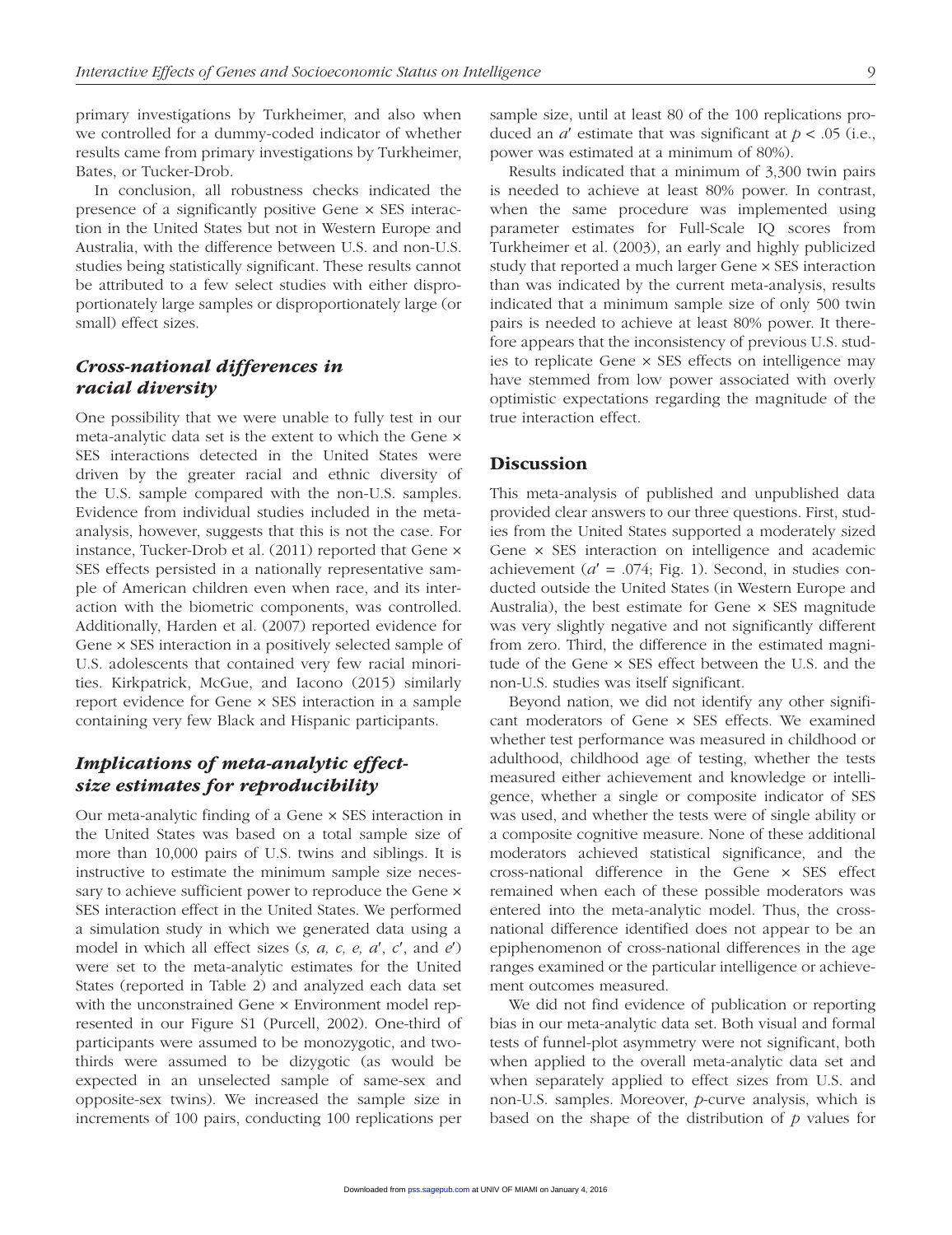primary investigations by Turkheimer, and also when we controlled for a dummy-coded indicator of whether results came from primary investigations by Turkheimer, Bates, or Tucker-Drob.

In conclusion, all robustness checks indicated the presence of a significantly positive Gene × SES interaction in the United States but not in Western Europe and Australia, with the difference between U.S. and non-U.S. studies being statistically significant. These results cannot be attributed to a few select studies with either disproportionately large samples or disproportionately large (or small) effect sizes.

### *Cross-national differences in racial diversity*

One possibility that we were unable to fully test in our meta-analytic data set is the extent to which the Gene × SES interactions detected in the United States were driven by the greater racial and ethnic diversity of the U.S. sample compared with the non-U.S. samples. Evidence from individual studies included in the meta-analysis, however, suggests that this is not the case. For instance, Tucker-Drob et al. (2011) reported that Gene × SES effects persisted in a nationally representative sample of American children even when race, and its interaction with the biometric components, was controlled. Additionally, Harden et al. (2007) reported evidence for Gene × SES interaction in a positively selected sample of U.S. adolescents that contained very few racial minorities. Kirkpatrick, McGue, and Iacono (2015) similarly report evidence for Gene × SES interaction in a sample containing very few Black and Hispanic participants.

### *Implications of meta-analytic effect-size estimates for reproducibility*

Our meta-analytic finding of a Gene × SES interaction in the United States was based on a total sample size of more than 10,000 pairs of U.S. twins and siblings. It is instructive to estimate the minimum sample size necessary to achieve sufficient power to reproduce the Gene × SES interaction effect in the United States. We performed a simulation study in which we generated data using a model in which all effect sizes ($s$, $a$, $c$, $e$, $a'$, $c'$, and $e'$) were set to the meta-analytic estimates for the United States (reported in Table 2) and analyzed each data set with the unconstrained Gene × Environment model represented in our Figure S1 (Purcell, 2002). One-third of participants were assumed to be monozygotic, and two-thirds were assumed to be dizygotic (as would be expected in an unselected sample of same-sex and opposite-sex twins). We increased the sample size in increments of 100 pairs, conducting 100 replications per sample size, until at least 80 of the 100 replications produced an $a'$ estimate that was significant at $p < .05$ (i.e., power was estimated at a minimum of 80%).

Results indicated that a minimum of 3,300 twin pairs is needed to achieve at least 80% power. In contrast, when the same procedure was implemented using parameter estimates for Full-Scale IQ scores from Turkheimer et al. (2003), an early and highly publicized study that reported a much larger Gene × SES interaction than was indicated by the current meta-analysis, results indicated that a minimum sample size of only 500 twin pairs is needed to achieve at least 80% power. It therefore appears that the inconsistency of previous U.S. studies to replicate Gene × SES effects on intelligence may have stemmed from low power associated with overly optimistic expectations regarding the magnitude of the true interaction effect.

## Discussion

This meta-analysis of published and unpublished data provided clear answers to our three questions. First, studies from the United States supported a moderately sized Gene × SES interaction on intelligence and academic achievement ($a' = .074$; Fig. 1). Second, in studies conducted outside the United States (in Western Europe and Australia), the best estimate for Gene × SES magnitude was very slightly negative and not significantly different from zero. Third, the difference in the estimated magnitude of the Gene × SES effect between the U.S. and the non-U.S. studies was itself significant.

Beyond nation, we did not identify any other significant moderators of Gene × SES effects. We examined whether test performance was measured in childhood or adulthood, childhood age of testing, whether the tests measured either achievement and knowledge or intelligence, whether a single or composite indicator of SES was used, and whether the tests were of single ability or a composite cognitive measure. None of these additional moderators achieved statistical significance, and the cross-national difference in the Gene × SES effect remained when each of these possible moderators was entered into the meta-analytic model. Thus, the cross-national difference identified does not appear to be an epiphenomenon of cross-national differences in the age ranges examined or the particular intelligence or achievement outcomes measured.

We did not find evidence of publication or reporting bias in our meta-analytic data set. Both visual and formal tests of funnel-plot asymmetry were not significant, both when applied to the overall meta-analytic data set and when separately applied to effect sizes from U.S. and non-U.S. samples. Moreover, *p*-curve analysis, which is based on the shape of the distribution of *p* values for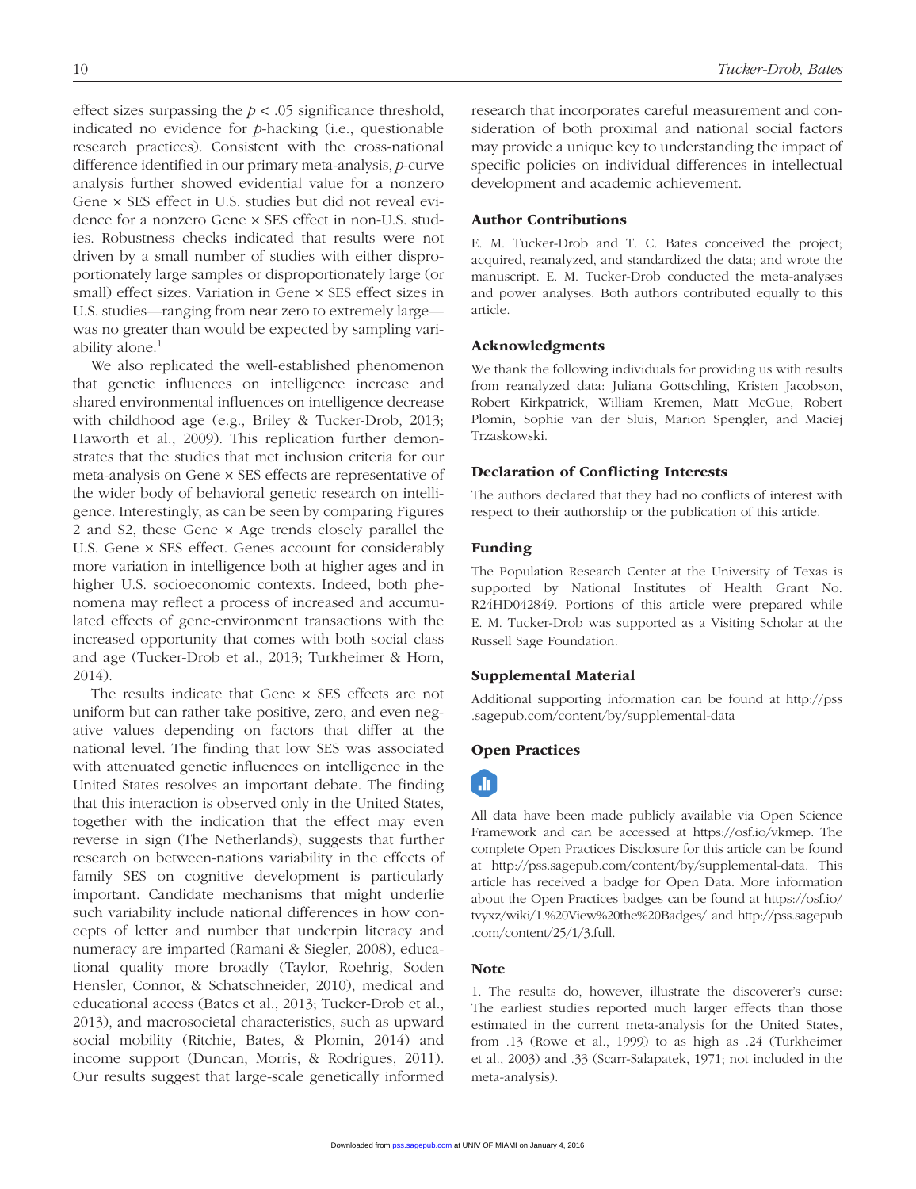effect sizes surpassing the $p < .05$ significance threshold, indicated no evidence for *p*-hacking (i.e., questionable research practices). Consistent with the cross-national difference identified in our primary meta-analysis, *p*-curve analysis further showed evidential value for a nonzero Gene × SES effect in U.S. studies but did not reveal evidence for a nonzero Gene × SES effect in non-U.S. studies. Robustness checks indicated that results were not driven by a small number of studies with either disproportionately large samples or disproportionately large (or small) effect sizes. Variation in Gene × SES effect sizes in U.S. studies—ranging from near zero to extremely large—was no greater than would be expected by sampling variability alone.[1]

We also replicated the well-established phenomenon that genetic influences on intelligence increase and shared environmental influences on intelligence decrease with childhood age (e.g., Briley & Tucker-Drob, 2013; Haworth et al., 2009). This replication further demonstrates that the studies that met inclusion criteria for our meta-analysis on Gene × SES effects are representative of the wider body of behavioral genetic research on intelligence. Interestingly, as can be seen by comparing Figures 2 and S2, these Gene × Age trends closely parallel the U.S. Gene × SES effect. Genes account for considerably more variation in intelligence both at higher ages and in higher U.S. socioeconomic contexts. Indeed, both phenomena may reflect a process of increased and accumulated effects of gene-environment transactions with the increased opportunity that comes with both social class and age (Tucker-Drob et al., 2013; Turkheimer & Horn, 2014).

The results indicate that Gene × SES effects are not uniform but can rather take positive, zero, and even negative values depending on factors that differ at the national level. The finding that low SES was associated with attenuated genetic influences on intelligence in the United States resolves an important debate. The finding that this interaction is observed only in the United States, together with the indication that the effect may even reverse in sign (The Netherlands), suggests that further research on between-nations variability in the effects of family SES on cognitive development is particularly important. Candidate mechanisms that might underlie such variability include national differences in how concepts of letter and number that underpin literacy and numeracy are imparted (Ramani & Siegler, 2008), educational quality more broadly (Taylor, Roehrig, Soden Hensler, Connor, & Schatschneider, 2010), medical and educational access (Bates et al., 2013; Tucker-Drob et al., 2013), and macrosocietal characteristics, such as upward social mobility (Ritchie, Bates, & Plomin, 2014) and income support (Duncan, Morris, & Rodrigues, 2011). Our results suggest that large-scale genetically informed research that incorporates careful measurement and consideration of both proximal and national social factors may provide a unique key to understanding the impact of specific policies on individual differences in intellectual development and academic achievement.

## Author Contributions

E. M. Tucker-Drob and T. C. Bates conceived the project; acquired, reanalyzed, and standardized the data; and wrote the manuscript. E. M. Tucker-Drob conducted the meta-analyses and power analyses. Both authors contributed equally to this article.

## Acknowledgments

We thank the following individuals for providing us with results from reanalyzed data: Juliana Gottschling, Kristen Jacobson, Robert Kirkpatrick, William Kremen, Matt McGue, Robert Plomin, Sophie van der Sluis, Marion Spengler, and Maciej Trzaskowski.

## Declaration of Conflicting Interests

The authors declared that they had no conflicts of interest with respect to their authorship or the publication of this article.

## Funding

The Population Research Center at the University of Texas is supported by National Institutes of Health Grant No. R24HD042849. Portions of this article were prepared while E. M. Tucker-Drob was supported as a Visiting Scholar at the Russell Sage Foundation.

## Supplemental Material

Additional supporting information can be found at http://pss.sagepub.com/content/by/supplemental-data

## Open Practices

All data have been made publicly available via Open Science Framework and can be accessed at https://osf.io/vkmep. The complete Open Practices Disclosure for this article can be found at http://pss.sagepub.com/content/by/supplemental-data. This article has received a badge for Open Data. More information about the Open Practices badges can be found at https://osf.io/tvyxz/wiki/1.%20View%20the%20Badges/ and http://pss.sagepub.com/content/25/1/3.full.

## Note

1. The results do, however, illustrate the discoverer's curse: The earliest studies reported much larger effects than those estimated in the current meta-analysis for the United States, from .13 (Rowe et al., 1999) to as high as .24 (Turkheimer et al., 2003) and .33 (Scarr-Salapatek, 1971; not included in the meta-analysis).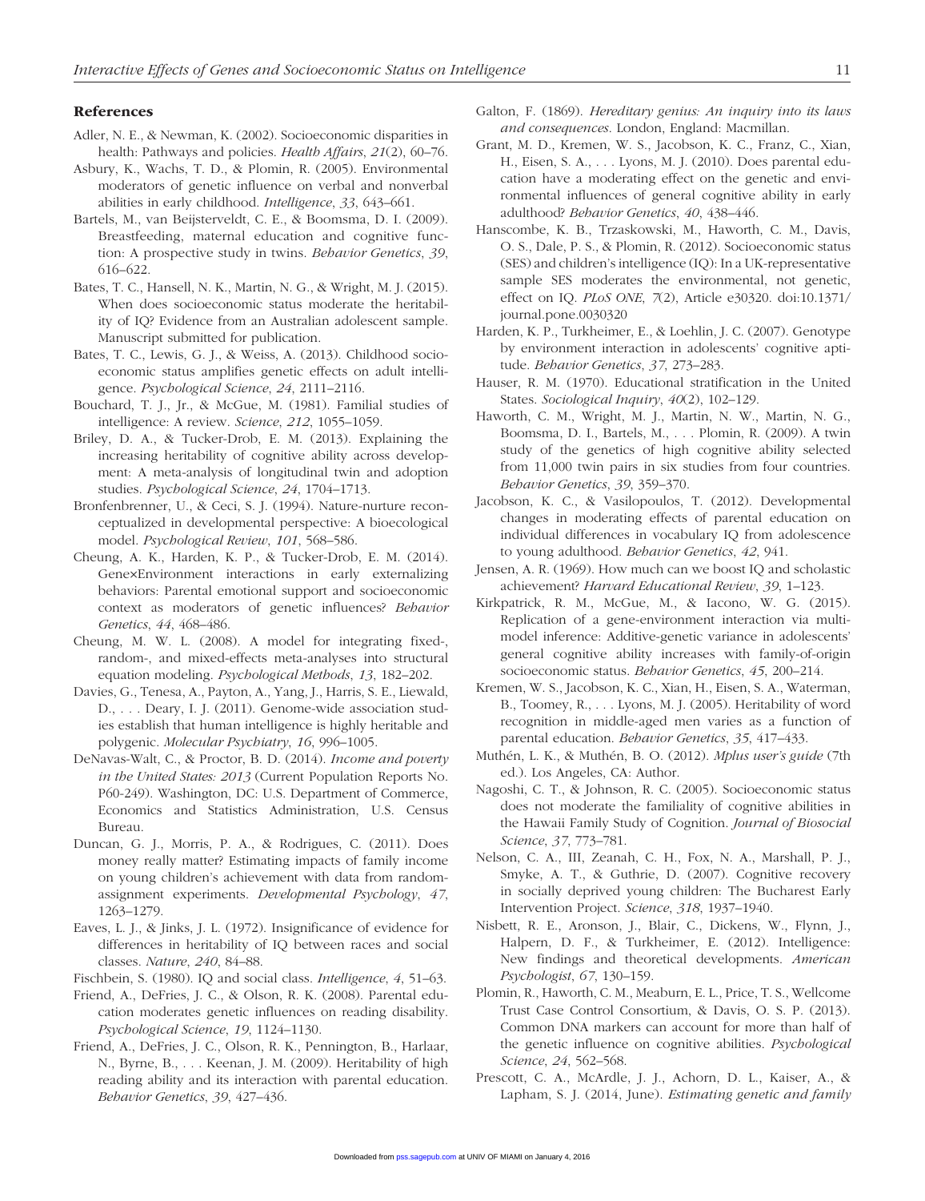## References

Adler, N. E., & Newman, K. (2002). Socioeconomic disparities in health: Pathways and policies. *Health Affairs*, *21*(2), 60–76.

Asbury, K., Wachs, T. D., & Plomin, R. (2005). Environmental moderators of genetic influence on verbal and nonverbal abilities in early childhood. *Intelligence*, *33*, 643–661.

Bartels, M., van Beijsterveldt, C. E., & Boomsma, D. I. (2009). Breastfeeding, maternal education and cognitive function: A prospective study in twins. *Behavior Genetics*, *39*, 616–622.

Bates, T. C., Hansell, N. K., Martin, N. G., & Wright, M. J. (2015). When does socioeconomic status moderate the heritability of IQ? Evidence from an Australian adolescent sample. Manuscript submitted for publication.

Bates, T. C., Lewis, G. J., & Weiss, A. (2013). Childhood socioeconomic status amplifies genetic effects on adult intelligence. *Psychological Science*, *24*, 2111–2116.

Bouchard, T. J., Jr., & McGue, M. (1981). Familial studies of intelligence: A review. *Science*, *212*, 1055–1059.

Briley, D. A., & Tucker-Drob, E. M. (2013). Explaining the increasing heritability of cognitive ability across development: A meta-analysis of longitudinal twin and adoption studies. *Psychological Science*, *24*, 1704–1713.

Bronfenbrenner, U., & Ceci, S. J. (1994). Nature-nurture reconceptualized in developmental perspective: A bioecological model. *Psychological Review*, *101*, 568–586.

Cheung, A. K., Harden, K. P., & Tucker-Drob, E. M. (2014). Gene×Environment interactions in early externalizing behaviors: Parental emotional support and socioeconomic context as moderators of genetic influences? *Behavior Genetics*, *44*, 468–486.

Cheung, M. W. L. (2008). A model for integrating fixed-, random-, and mixed-effects meta-analyses into structural equation modeling. *Psychological Methods*, *13*, 182–202.

Davies, G., Tenesa, A., Payton, A., Yang, J., Harris, S. E., Liewald, D., . . . Deary, I. J. (2011). Genome-wide association studies establish that human intelligence is highly heritable and polygenic. *Molecular Psychiatry*, *16*, 996–1005.

DeNavas-Walt, C., & Proctor, B. D. (2014). *Income and poverty in the United States: 2013* (Current Population Reports No. P60-249). Washington, DC: U.S. Department of Commerce, Economics and Statistics Administration, U.S. Census Bureau.

Duncan, G. J., Morris, P. A., & Rodrigues, C. (2011). Does money really matter? Estimating impacts of family income on young children's achievement with data from random-assignment experiments. *Developmental Psychology*, *47*, 1263–1279.

Eaves, L. J., & Jinks, J. L. (1972). Insignificance of evidence for differences in heritability of IQ between races and social classes. *Nature*, *240*, 84–88.

Fischbein, S. (1980). IQ and social class. *Intelligence*, *4*, 51–63.

Friend, A., DeFries, J. C., & Olson, R. K. (2008). Parental education moderates genetic influences on reading disability. *Psychological Science*, *19*, 1124–1130.

Friend, A., DeFries, J. C., Olson, R. K., Pennington, B., Harlaar, N., Byrne, B., . . . Keenan, J. M. (2009). Heritability of high reading ability and its interaction with parental education. *Behavior Genetics*, *39*, 427–436.

Galton, F. (1869). *Hereditary genius: An inquiry into its laws and consequences*. London, England: Macmillan.

Grant, M. D., Kremen, W. S., Jacobson, K. C., Franz, C., Xian, H., Eisen, S. A., . . . Lyons, M. J. (2010). Does parental education have a moderating effect on the genetic and environmental influences of general cognitive ability in early adulthood? *Behavior Genetics*, *40*, 438–446.

Hanscombe, K. B., Trzaskowski, M., Haworth, C. M., Davis, O. S., Dale, P. S., & Plomin, R. (2012). Socioeconomic status (SES) and children's intelligence (IQ): In a UK-representative sample SES moderates the environmental, not genetic, effect on IQ. *PLoS ONE*, *7*(2), Article e30320. doi:10.1371/journal.pone.0030320

Harden, K. P., Turkheimer, E., & Loehlin, J. C. (2007). Genotype by environment interaction in adolescents' cognitive aptitude. *Behavior Genetics*, *37*, 273–283.

Hauser, R. M. (1970). Educational stratification in the United States. *Sociological Inquiry*, *40*(2), 102–129.

Haworth, C. M., Wright, M. J., Martin, N. W., Martin, N. G., Boomsma, D. I., Bartels, M., . . . Plomin, R. (2009). A twin study of the genetics of high cognitive ability selected from 11,000 twin pairs in six studies from four countries. *Behavior Genetics*, *39*, 359–370.

Jacobson, K. C., & Vasilopoulos, T. (2012). Developmental changes in moderating effects of parental education on individual differences in vocabulary IQ from adolescence to young adulthood. *Behavior Genetics*, *42*, 941.

Jensen, A. R. (1969). How much can we boost IQ and scholastic achievement? *Harvard Educational Review*, *39*, 1–123.

Kirkpatrick, R. M., McGue, M., & Iacono, W. G. (2015). Replication of a gene-environment interaction via multimodel inference: Additive-genetic variance in adolescents' general cognitive ability increases with family-of-origin socioeconomic status. *Behavior Genetics*, *45*, 200–214.

Kremen, W. S., Jacobson, K. C., Xian, H., Eisen, S. A., Waterman, B., Toomey, R., . . . Lyons, M. J. (2005). Heritability of word recognition in middle-aged men varies as a function of parental education. *Behavior Genetics*, *35*, 417–433.

Muthén, L. K., & Muthén, B. O. (2012). *Mplus user's guide* (7th ed.). Los Angeles, CA: Author.

Nagoshi, C. T., & Johnson, R. C. (2005). Socioeconomic status does not moderate the familiality of cognitive abilities in the Hawaii Family Study of Cognition. *Journal of Biosocial Science*, *37*, 773–781.

Nelson, C. A., III, Zeanah, C. H., Fox, N. A., Marshall, P. J., Smyke, A. T., & Guthrie, D. (2007). Cognitive recovery in socially deprived young children: The Bucharest Early Intervention Project. *Science*, *318*, 1937–1940.

Nisbett, R. E., Aronson, J., Blair, C., Dickens, W., Flynn, J., Halpern, D. F., & Turkheimer, E. (2012). Intelligence: New findings and theoretical developments. *American Psychologist*, *67*, 130–159.

Plomin, R., Haworth, C. M., Meaburn, E. L., Price, T. S., Wellcome Trust Case Control Consortium, & Davis, O. S. P. (2013). Common DNA markers can account for more than half of the genetic influence on cognitive abilities. *Psychological Science*, *24*, 562–568.

Prescott, C. A., McArdle, J. J., Achorn, D. L., Kaiser, A., & Lapham, S. J. (2014, June). *Estimating genetic and family*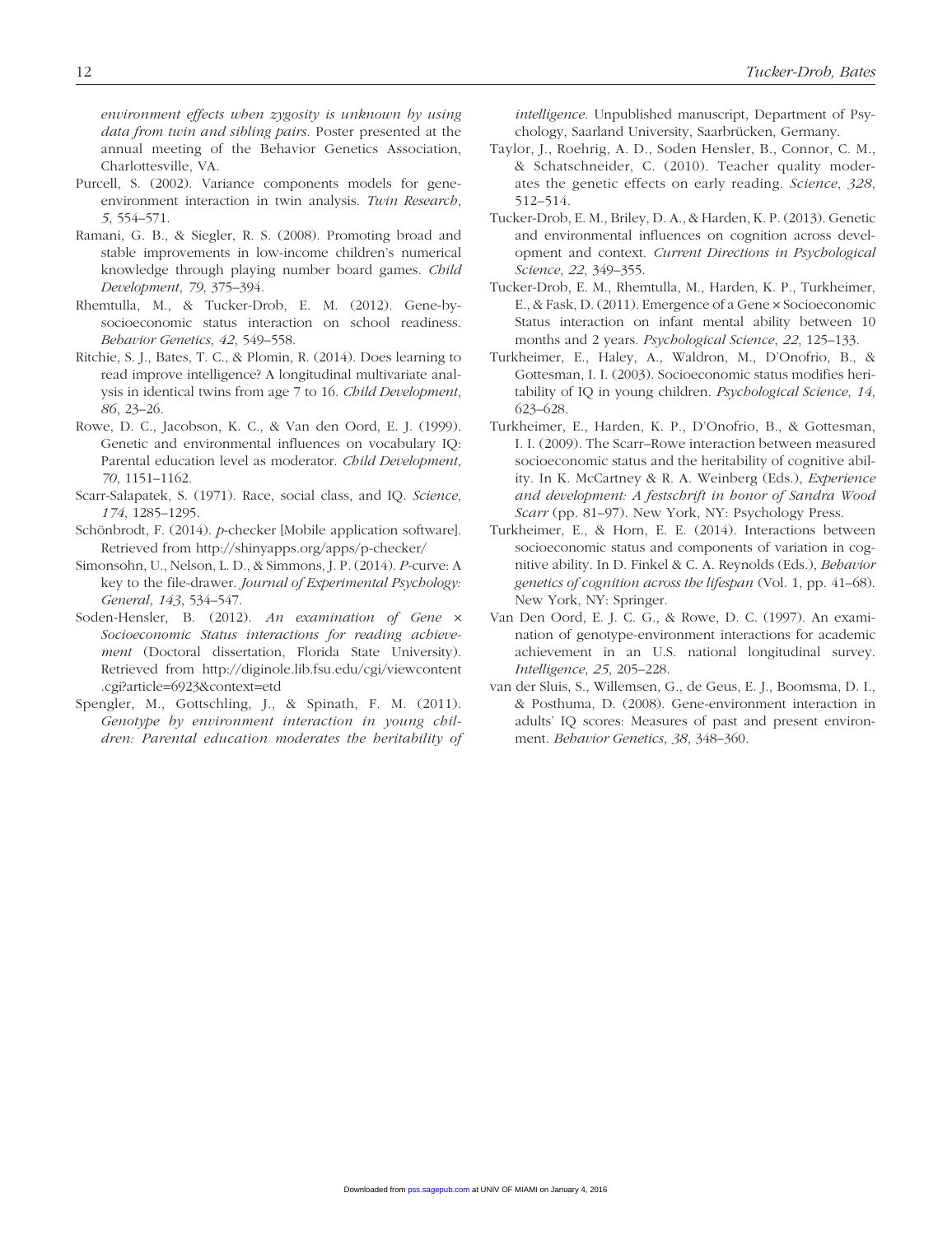*environment effects when zygosity is unknown by using data from twin and sibling pairs*. Poster presented at the annual meeting of the Behavior Genetics Association, Charlottesville, VA.

Purcell, S. (2002). Variance components models for gene-environment interaction in twin analysis. *Twin Research*, *5*, 554–571.

Ramani, G. B., & Siegler, R. S. (2008). Promoting broad and stable improvements in low-income children's numerical knowledge through playing number board games. *Child Development*, *79*, 375–394.

Rhemtulla, M., & Tucker-Drob, E. M. (2012). Gene-by-socioeconomic status interaction on school readiness. *Behavior Genetics*, *42*, 549–558.

Ritchie, S. J., Bates, T. C., & Plomin, R. (2014). Does learning to read improve intelligence? A longitudinal multivariate analysis in identical twins from age 7 to 16. *Child Development*, *86*, 23–26.

Rowe, D. C., Jacobson, K. C., & Van den Oord, E. J. (1999). Genetic and environmental influences on vocabulary IQ: Parental education level as moderator. *Child Development*, *70*, 1151–1162.

Scarr-Salapatek, S. (1971). Race, social class, and IQ. *Science*, *174*, 1285–1295.

Schönbrodt, F. (2014). *p*-checker [Mobile application software]. Retrieved from http://shinyapps.org/apps/p-checker/

Simonsohn, U., Nelson, L. D., & Simmons, J. P. (2014). *P*-curve: A key to the file-drawer. *Journal of Experimental Psychology: General*, *143*, 534–547.

Soden-Hensler, B. (2012). *An examination of Gene × Socioeconomic Status interactions for reading achievement* (Doctoral dissertation, Florida State University). Retrieved from http://diginole.lib.fsu.edu/cgi/viewcontent.cgi?article=6923&context=etd

Spengler, M., Gottschling, J., & Spinath, F. M. (2011). *Genotype by environment interaction in young children: Parental education moderates the heritability of intelligence*. Unpublished manuscript, Department of Psychology, Saarland University, Saarbrücken, Germany.

Taylor, J., Roehrig, A. D., Soden Hensler, B., Connor, C. M., & Schatschneider, C. (2010). Teacher quality moderates the genetic effects on early reading. *Science*, *328*, 512–514.

Tucker-Drob, E. M., Briley, D. A., & Harden, K. P. (2013). Genetic and environmental influences on cognition across development and context. *Current Directions in Psychological Science*, *22*, 349–355.

Tucker-Drob, E. M., Rhemtulla, M., Harden, K. P., Turkheimer, E., & Fask, D. (2011). Emergence of a Gene × Socioeconomic Status interaction on infant mental ability between 10 months and 2 years. *Psychological Science*, *22*, 125–133.

Turkheimer, E., Haley, A., Waldron, M., D'Onofrio, B., & Gottesman, I. I. (2003). Socioeconomic status modifies heritability of IQ in young children. *Psychological Science*, *14*, 623–628.

Turkheimer, E., Harden, K. P., D'Onofrio, B., & Gottesman, I. I. (2009). The Scarr–Rowe interaction between measured socioeconomic status and the heritability of cognitive ability. In K. McCartney & R. A. Weinberg (Eds.), *Experience and development: A festschrift in honor of Sandra Wood Scarr* (pp. 81–97). New York, NY: Psychology Press.

Turkheimer, E., & Horn, E. E. (2014). Interactions between socioeconomic status and components of variation in cognitive ability. In D. Finkel & C. A. Reynolds (Eds.), *Behavior genetics of cognition across the lifespan* (Vol. 1, pp. 41–68). New York, NY: Springer.

Van Den Oord, E. J. C. G., & Rowe, D. C. (1997). An examination of genotype-environment interactions for academic achievement in an U.S. national longitudinal survey. *Intelligence*, *25*, 205–228.

van der Sluis, S., Willemsen, G., de Geus, E. J., Boomsma, D. I., & Posthuma, D. (2008). Gene-environment interaction in adults' IQ scores: Measures of past and present environment. *Behavior Genetics*, *38*, 348–360.